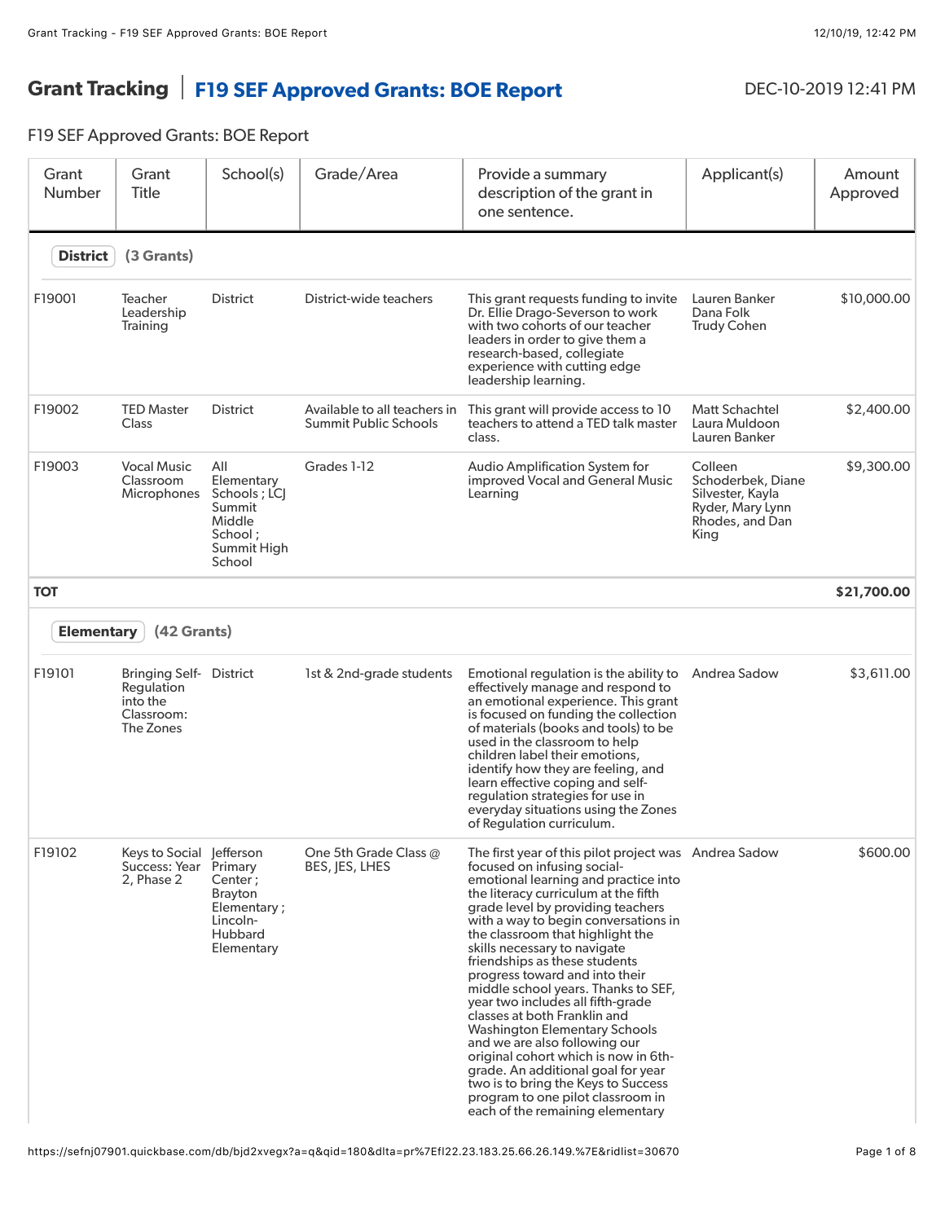# Grant Tracking | F19 SEF Approved Grants: BOE Report

DEC-10-2019 12:41 PM

F19 SEF Approved Grants: BOE Report

| Grant Number | Grant Title | School(s) | Grade/Area | Provide a summary description of the grant in one sentence. | Applicant(s) | Amount Approved |
|---|---|---|---|---|---|---|
| **District** (3 Grants) | | | | | | |
| F19001 | Teacher Leadership Training | District | District-wide teachers | This grant requests funding to invite Dr. Ellie Drago-Severson to work with two cohorts of our teacher leaders in order to give them a research-based, collegiate experience with cutting edge leadership learning. | Lauren Banker Dana Folk Trudy Cohen | $10,000.00 |
| F19002 | TED Master Class | District | Available to all teachers in Summit Public Schools | This grant will provide access to 10 teachers to attend a TED talk master class. | Matt Schachtel Laura Muldoon Lauren Banker | $2,400.00 |
| F19003 | Vocal Music Classroom Microphones | All Elementary Schools ; LCJ Summit Middle School ; Summit High School | Grades 1-12 | Audio Amplification System for improved Vocal and General Music Learning | Colleen Schoderbek, Diane Silvester, Kayla Ryder, Mary Lynn Rhodes, and Dan King | $9,300.00 |
| **TOT** | | | | | | **$21,700.00** |
| **Elementary** (42 Grants) | | | | | | |
| F19101 | Bringing Self-Regulation into the Classroom: The Zones | District | 1st & 2nd-grade students | Emotional regulation is the ability to effectively manage and respond to an emotional experience. This grant is focused on funding the collection of materials (books and tools) to be used in the classroom to help children label their emotions, identify how they are feeling, and learn effective coping and self-regulation strategies for use in everyday situations using the Zones of Regulation curriculum. | Andrea Sadow | $3,611.00 |
| F19102 | Keys to Social Success: Year 2, Phase 2 | Jefferson Primary Center ; Brayton Elementary ; Lincoln-Hubbard Elementary | One 5th Grade Class @ BES, JES, LHES | The first year of this pilot project was focused on infusing social-emotional learning and practice into the literacy curriculum at the fifth grade level by providing teachers with a way to begin conversations in the classroom that highlight the skills necessary to navigate friendships as these students progress toward and into their middle school years. Thanks to SEF, year two includes all fifth-grade classes at both Franklin and Washington Elementary Schools and we are also following our original cohort which is now in 6th-grade. An additional goal for year two is to bring the Keys to Success program to one pilot classroom in each of the remaining elementary | Andrea Sadow | $600.00 |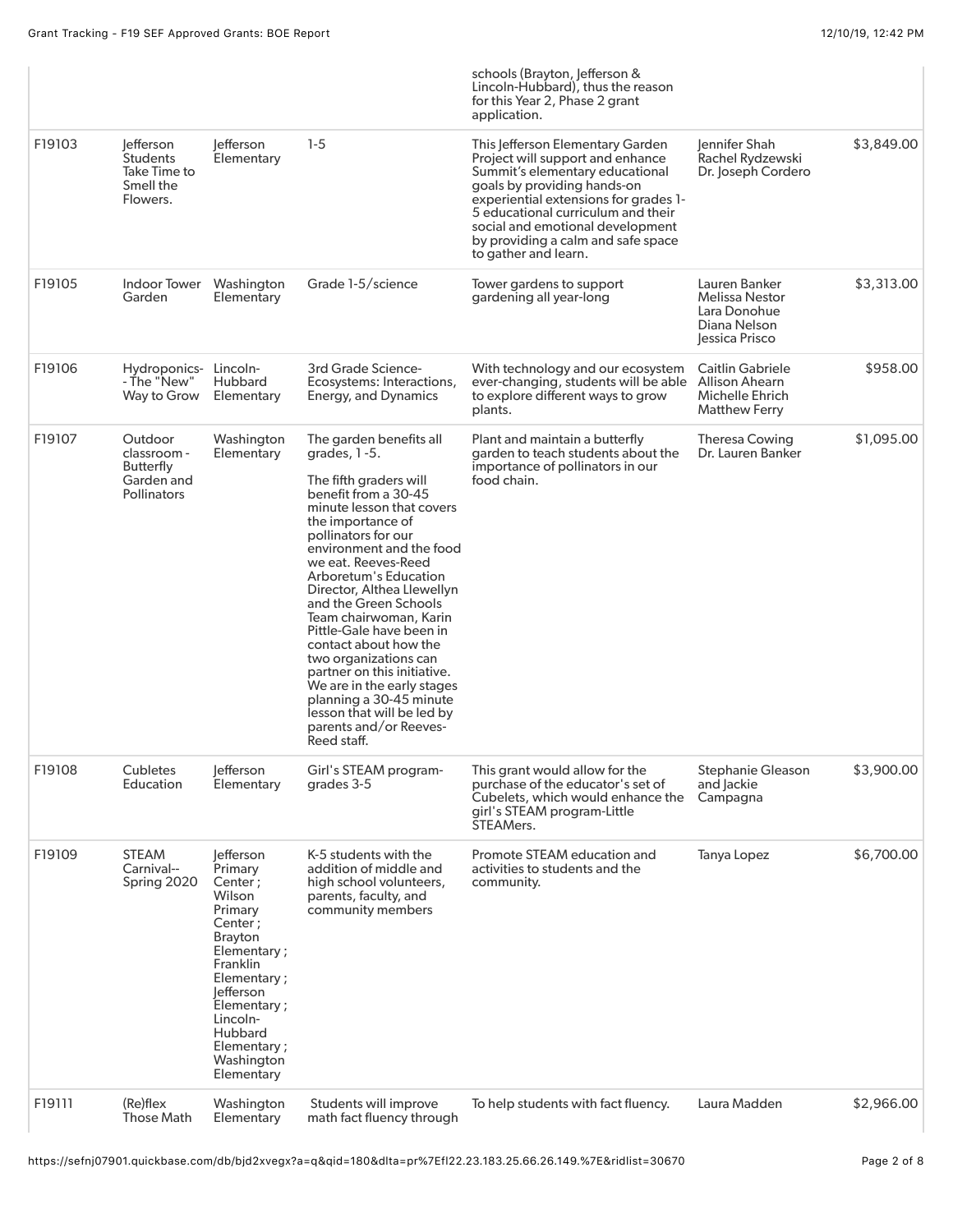| | | | | | | |
|---|---|---|---|---|---|---|
| | | | | schools (Brayton, Jefferson & Lincoln-Hubbard), thus the reason for this Year 2, Phase 2 grant application. | | |
| F19103 | Jefferson Students Take Time to Smell the Flowers. | Jefferson Elementary | 1-5 | This Jefferson Elementary Garden Project will support and enhance Summit's elementary educational goals by providing hands-on experiential extensions for grades 1-5 educational curriculum and their social and emotional development by providing a calm and safe space to gather and learn. | Jennifer Shah Rachel Rydzewski Dr. Joseph Cordero | $3,849.00 |
| F19105 | Indoor Tower Garden | Washington Elementary | Grade 1-5/science | Tower gardens to support gardening all year-long | Lauren Banker Melissa Nestor Lara Donohue Diana Nelson Jessica Prisco | $3,313.00 |
| F19106 | Hydroponics--The "New" Way to Grow | Lincoln-Hubbard Elementary | 3rd Grade Science-Ecosystems: Interactions, Energy, and Dynamics | With technology and our ecosystem ever-changing, students will be able to explore different ways to grow plants. | Caitlin Gabriele Allison Ahearn Michelle Ehrich Matthew Ferry | $958.00 |
| F19107 | Outdoor classroom - Butterfly Garden and Pollinators | Washington Elementary | The garden benefits all grades, 1 -5. The fifth graders will benefit from a 30-45 minute lesson that covers the importance of pollinators for our environment and the food we eat. Reeves-Reed Arboretum's Education Director, Althea Llewellyn and the Green Schools Team chairwoman, Karin Pittle-Gale have been in contact about how the two organizations can partner on this initiative. We are in the early stages planning a 30-45 minute lesson that will be led by parents and/or Reeves-Reed staff. | Plant and maintain a butterfly garden to teach students about the importance of pollinators in our food chain. | Theresa Cowing Dr. Lauren Banker | $1,095.00 |
| F19108 | Cubletes Education | Jefferson Elementary | Girl's STEAM program-grades 3-5 | This grant would allow for the purchase of the educator's set of Cubelets, which would enhance the girl's STEAM program-Little STEAMers. | Stephanie Gleason and Jackie Campagna | $3,900.00 |
| F19109 | STEAM Carnival--Spring 2020 | Jefferson Primary Center ; Wilson Primary Center ; Brayton Elementary ; Franklin Elementary ; Jefferson Elementary ; Lincoln-Hubbard Elementary ; Washington Elementary | K-5 students with the addition of middle and high school volunteers, parents, faculty, and community members | Promote STEAM education and activities to students and the community. | Tanya Lopez | $6,700.00 |
| F19111 | (Re)flex Those Math | Washington Elementary | Students will improve math fact fluency through | To help students with fact fluency. | Laura Madden | $2,966.00 |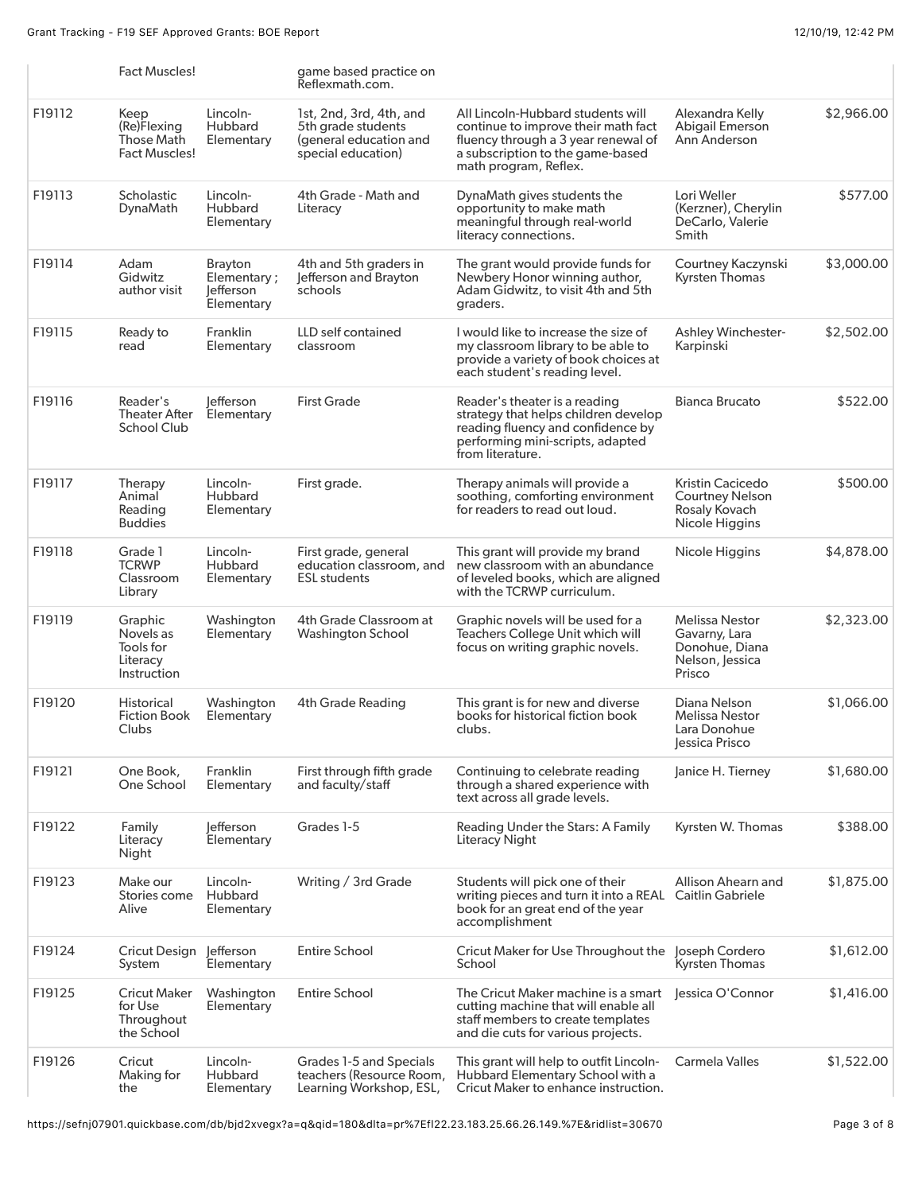| | Fact Muscles! | | game based practice on Reflexmath.com. | | | |
|---|---|---|---|---|---|---|
| F19112 | Keep (Re)Flexing Those Math Fact Muscles! | Lincoln-Hubbard Elementary | 1st, 2nd, 3rd, 4th, and 5th grade students (general education and special education) | All Lincoln-Hubbard students will continue to improve their math fact fluency through a 3 year renewal of a subscription to the game-based math program, Reflex. | Alexandra Kelly Abigail Emerson Ann Anderson | $2,966.00 |
| F19113 | Scholastic DynaMath | Lincoln-Hubbard Elementary | 4th Grade - Math and Literacy | DynaMath gives students the opportunity to make math meaningful through real-world literacy connections. | Lori Weller (Kerzner), Cherylin DeCarlo, Valerie Smith | $577.00 |
| F19114 | Adam Gidwitz author visit | Brayton Elementary ; Jefferson Elementary | 4th and 5th graders in Jefferson and Brayton schools | The grant would provide funds for Newbery Honor winning author, Adam Gidwitz, to visit 4th and 5th graders. | Courtney Kaczynski Kyrsten Thomas | $3,000.00 |
| F19115 | Ready to read | Franklin Elementary | LLD self contained classroom | I would like to increase the size of my classroom library to be able to provide a variety of book choices at each student's reading level. | Ashley Winchester-Karpinski | $2,502.00 |
| F19116 | Reader's Theater After School Club | Jefferson Elementary | First Grade | Reader's theater is a reading strategy that helps children develop reading fluency and confidence by performing mini-scripts, adapted from literature. | Bianca Brucato | $522.00 |
| F19117 | Therapy Animal Reading Buddies | Lincoln-Hubbard Elementary | First grade. | Therapy animals will provide a soothing, comforting environment for readers to read out loud. | Kristin Cacicedo Courtney Nelson Rosaly Kovach Nicole Higgins | $500.00 |
| F19118 | Grade 1 TCRWP Classroom Library | Lincoln-Hubbard Elementary | First grade, general education classroom, and ESL students | This grant will provide my brand new classroom with an abundance of leveled books, which are aligned with the TCRWP curriculum. | Nicole Higgins | $4,878.00 |
| F19119 | Graphic Novels as Tools for Literacy Instruction | Washington Elementary | 4th Grade Classroom at Washington School | Graphic novels will be used for a Teachers College Unit which will focus on writing graphic novels. | Melissa Nestor Gavarny, Lara Donohue, Diana Nelson, Jessica Prisco | $2,323.00 |
| F19120 | Historical Fiction Book Clubs | Washington Elementary | 4th Grade Reading | This grant is for new and diverse books for historical fiction book clubs. | Diana Nelson Melissa Nestor Lara Donohue Jessica Prisco | $1,066.00 |
| F19121 | One Book, One School | Franklin Elementary | First through fifth grade and faculty/staff | Continuing to celebrate reading through a shared experience with text across all grade levels. | Janice H. Tierney | $1,680.00 |
| F19122 | Family Literacy Night | Jefferson Elementary | Grades 1-5 | Reading Under the Stars: A Family Literacy Night | Kyrsten W. Thomas | $388.00 |
| F19123 | Make our Stories come Alive | Lincoln-Hubbard Elementary | Writing / 3rd Grade | Students will pick one of their writing pieces and turn it into a REAL book for an great end of the year accomplishment | Allison Ahearn and Caitlin Gabriele | $1,875.00 |
| F19124 | Cricut Design System | Jefferson Elementary | Entire School | Cricut Maker for Use Throughout the School | Joseph Cordero Kyrsten Thomas | $1,612.00 |
| F19125 | Cricut Maker for Use Throughout the School | Washington Elementary | Entire School | The Cricut Maker machine is a smart cutting machine that will enable all staff members to create templates and die cuts for various projects. | Jessica O'Connor | $1,416.00 |
| F19126 | Cricut Making for the | Lincoln-Hubbard Elementary | Grades 1-5 and Specials teachers (Resource Room, Learning Workshop, ESL, | This grant will help to outfit Lincoln-Hubbard Elementary School with a Cricut Maker to enhance instruction. | Carmela Valles | $1,522.00 |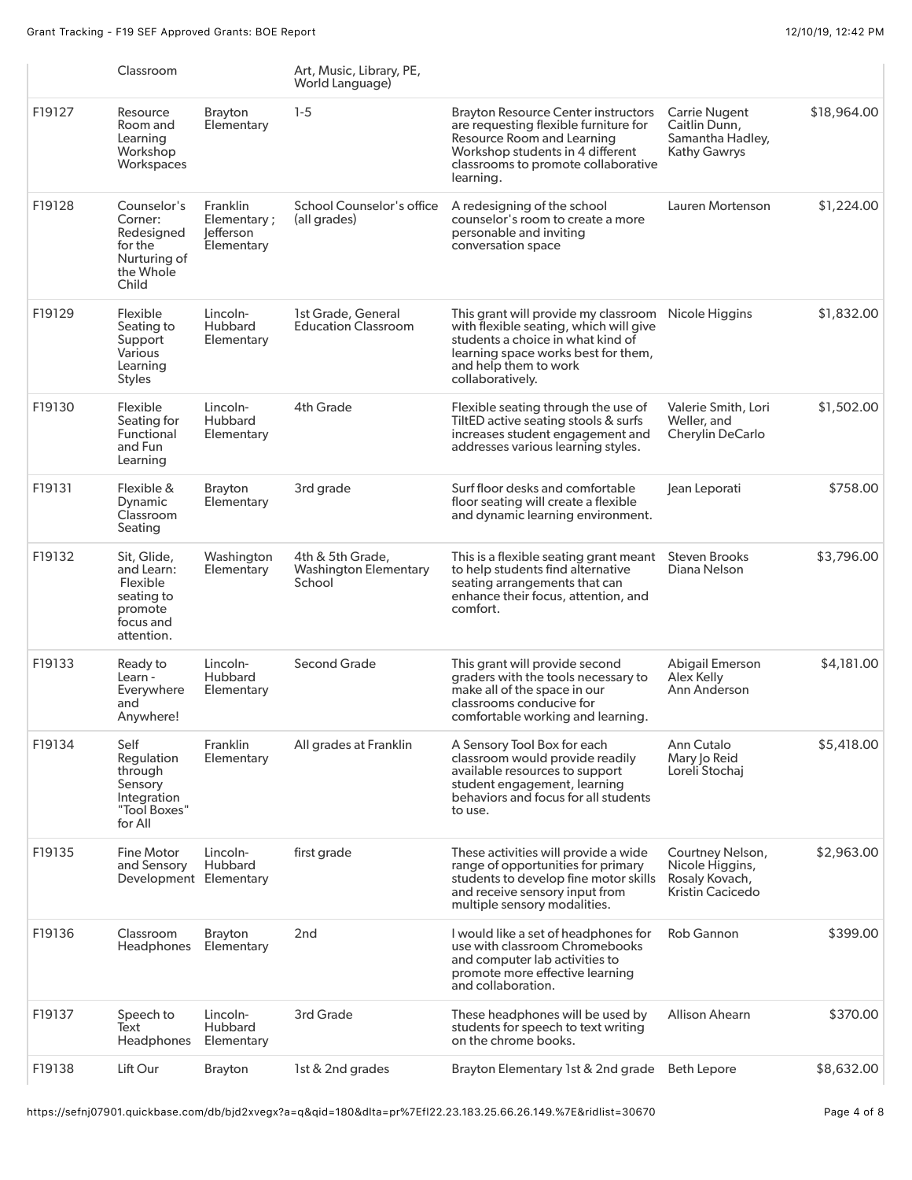| | Classroom | | Art, Music, Library, PE, World Language) | | | |
|---|---|---|---|---|---|---|
| F19127 | Resource Room and Learning Workshop Workspaces | Brayton Elementary | 1-5 | Brayton Resource Center instructors are requesting flexible furniture for Resource Room and Learning Workshop students in 4 different classrooms to promote collaborative learning. | Carrie Nugent Caitlin Dunn, Samantha Hadley, Kathy Gawrys | $18,964.00 |
| F19128 | Counselor's Corner: Redesigned for the Nurturing of the Whole Child | Franklin Elementary ; Jefferson Elementary | School Counselor's office (all grades) | A redesigning of the school counselor's room to create a more personable and inviting conversation space | Lauren Mortenson | $1,224.00 |
| F19129 | Flexible Seating to Support Various Learning Styles | Lincoln-Hubbard Elementary | 1st Grade, General Education Classroom | This grant will provide my classroom with flexible seating, which will give students a choice in what kind of learning space works best for them, and help them to work collaboratively. | Nicole Higgins | $1,832.00 |
| F19130 | Flexible Seating for Functional and Fun Learning | Lincoln-Hubbard Elementary | 4th Grade | Flexible seating through the use of TiltED active seating stools & surfs increases student engagement and addresses various learning styles. | Valerie Smith, Lori Weller, and Cherylin DeCarlo | $1,502.00 |
| F19131 | Flexible & Dynamic Classroom Seating | Brayton Elementary | 3rd grade | Surf floor desks and comfortable floor seating will create a flexible and dynamic learning environment. | Jean Leporati | $758.00 |
| F19132 | Sit, Glide, and Learn: Flexible seating to promote focus and attention. | Washington Elementary | 4th & 5th Grade, Washington Elementary School | This is a flexible seating grant meant to help students find alternative seating arrangements that can enhance their focus, attention, and comfort. | Steven Brooks Diana Nelson | $3,796.00 |
| F19133 | Ready to Learn - Everywhere and Anywhere! | Lincoln-Hubbard Elementary | Second Grade | This grant will provide second graders with the tools necessary to make all of the space in our classrooms conducive for comfortable working and learning. | Abigail Emerson Alex Kelly Ann Anderson | $4,181.00 |
| F19134 | Self Regulation through Sensory Integration "Tool Boxes" for All | Franklin Elementary | All grades at Franklin | A Sensory Tool Box for each classroom would provide readily available resources to support student engagement, learning behaviors and focus for all students to use. | Ann Cutalo Mary Jo Reid Loreli Stochaj | $5,418.00 |
| F19135 | Fine Motor and Sensory Development | Lincoln-Hubbard Elementary | first grade | These activities will provide a wide range of opportunities for primary students to develop fine motor skills and receive sensory input from multiple sensory modalities. | Courtney Nelson, Nicole Higgins, Rosaly Kovach, Kristin Cacicedo | $2,963.00 |
| F19136 | Classroom Headphones | Brayton Elementary | 2nd | I would like a set of headphones for use with classroom Chromebooks and computer lab activities to promote more effective learning and collaboration. | Rob Gannon | $399.00 |
| F19137 | Speech to Text Headphones | Lincoln-Hubbard Elementary | 3rd Grade | These headphones will be used by students for speech to text writing on the chrome books. | Allison Ahearn | $370.00 |
| F19138 | Lift Our | Brayton | 1st & 2nd grades | Brayton Elementary 1st & 2nd grade | Beth Lepore | $8,632.00 |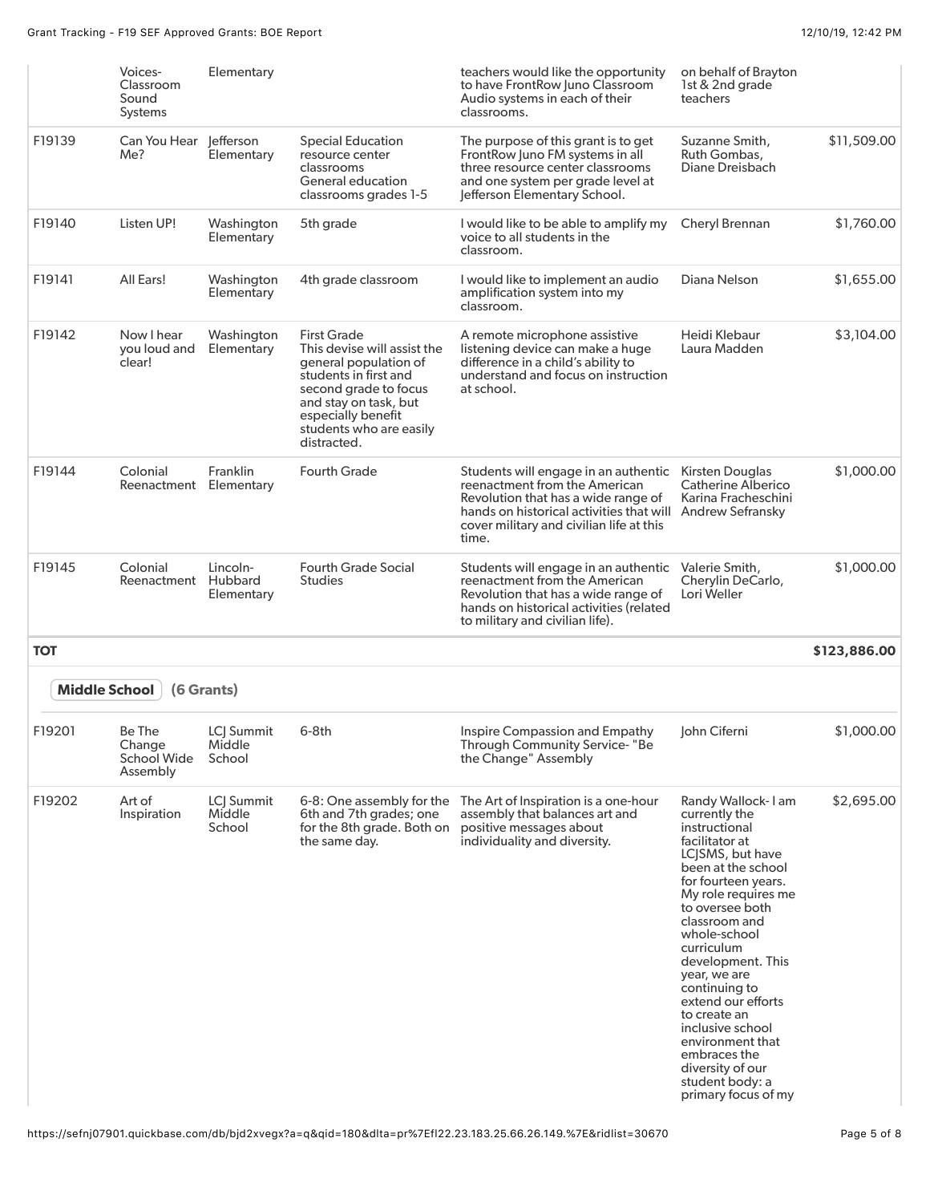| | | | | | | |
|---|---|---|---|---|---|---|
| | Voices-Classroom Sound Systems | Elementary | | teachers would like the opportunity to have FrontRow Juno Classroom Audio systems in each of their classrooms. | on behalf of Brayton 1st & 2nd grade teachers | |
| F19139 | Can You Hear Me? | Jefferson Elementary | Special Education resource center classrooms General education classrooms grades 1-5 | The purpose of this grant is to get FrontRow Juno FM systems in all three resource center classrooms and one system per grade level at Jefferson Elementary School. | Suzanne Smith, Ruth Gombas, Diane Dreisbach | $11,509.00 |
| F19140 | Listen UP! | Washington Elementary | 5th grade | I would like to be able to amplify my voice to all students in the classroom. | Cheryl Brennan | $1,760.00 |
| F19141 | All Ears! | Washington Elementary | 4th grade classroom | I would like to implement an audio amplification system into my classroom. | Diana Nelson | $1,655.00 |
| F19142 | Now I hear you loud and clear! | Washington Elementary | First Grade This devise will assist the general population of students in first and second grade to focus and stay on task, but especially benefit students who are easily distracted. | A remote microphone assistive listening device can make a huge difference in a child's ability to understand and focus on instruction at school. | Heidi Klebaur Laura Madden | $3,104.00 |
| F19144 | Colonial Reenactment | Franklin Elementary | Fourth Grade | Students will engage in an authentic reenactment from the American Revolution that has a wide range of hands on historical activities that will cover military and civilian life at this time. | Kirsten Douglas Catherine Alberico Karina Fracheschini Andrew Sefransky | $1,000.00 |
| F19145 | Colonial Reenactment | Lincoln-Hubbard Elementary | Fourth Grade Social Studies | Students will engage in an authentic reenactment from the American Revolution that has a wide range of hands on historical activities (related to military and civilian life). | Valerie Smith, Cherylin DeCarlo, Lori Weller | $1,000.00 |
| **TOT** | | | | | | **$123,886.00** |

**Middle School** **(6 Grants)**

| | | | | | | |
|---|---|---|---|---|---|---|
| F19201 | Be The Change School Wide Assembly | LCJ Summit Middle School | 6-8th | Inspire Compassion and Empathy Through Community Service- "Be the Change" Assembly | John Ciferni | $1,000.00 |
| F19202 | Art of Inspiration | LCJ Summit Middle School | 6-8: One assembly for the 6th and 7th grades; one for the 8th grade. Both on the same day. | The Art of Inspiration is a one-hour assembly that balances art and positive messages about individuality and diversity. | Randy Wallock- I am currently the instructional facilitator at LCJSMS, but have been at the school for fourteen years. My role requires me to oversee both classroom and whole-school curriculum development. This year, we are continuing to extend our efforts to create an inclusive school environment that embraces the diversity of our student body: a primary focus of my | $2,695.00 |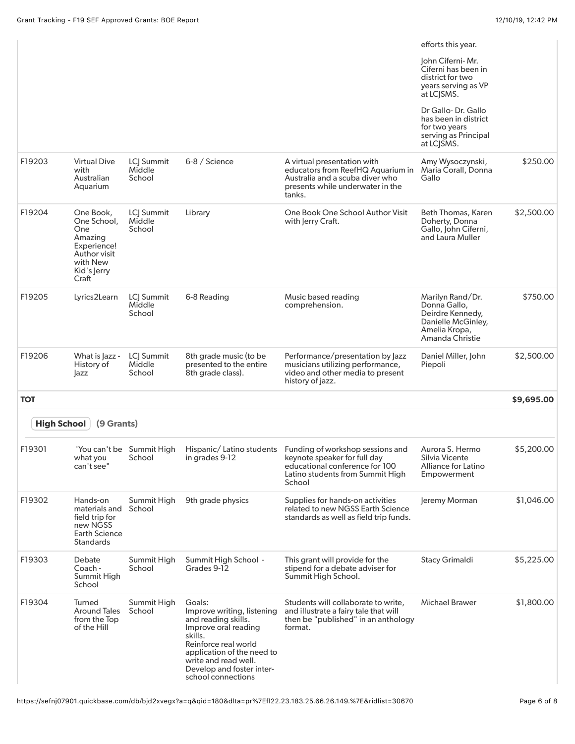| | | | | | | |
|---|---|---|---|---|---|---|
| | | | | | efforts this year.<br><br>John Ciferni- Mr. Ciferni has been in district for two years serving as VP at LCJSMS.<br><br>Dr Gallo- Dr. Gallo has been in district for two years serving as Principal at LCJSMS. | |
| F19203 | Virtual Dive with Australian Aquarium | LCJ Summit Middle School | 6-8 / Science | A virtual presentation with educators from ReefHQ Aquarium in Australia and a scuba diver who presents while underwater in the tanks. | Amy Wysoczynski, Maria Corall, Donna Gallo | $250.00 |
| F19204 | One Book, One School, One Amazing Experience! Author visit with New Kid's Jerry Craft | LCJ Summit Middle School | Library | One Book One School Author Visit with Jerry Craft. | Beth Thomas, Karen Doherty, Donna Gallo, John Ciferni, and Laura Muller | $2,500.00 |
| F19205 | Lyrics2Learn | LCJ Summit Middle School | 6-8 Reading | Music based reading comprehension. | Marilyn Rand/Dr. Donna Gallo, Deirdre Kennedy, Danielle McGinley, Amelia Kropa, Amanda Christie | $750.00 |
| F19206 | What is Jazz - History of Jazz | LCJ Summit Middle School | 8th grade music (to be presented to the entire 8th grade class). | Performance/presentation by Jazz musicians utilizing performance, video and other media to present history of jazz. | Daniel Miller, John Piepoli | $2,500.00 |
| **TOT** | | | | | | **$9,695.00** |

**High School** (9 Grants)

| | | | | | | |
|---|---|---|---|---|---|---|
| F19301 | 'You can't be what you can't see" | Summit High School | Hispanic/ Latino students in grades 9-12 | Funding of workshop sessions and keynote speaker for full day educational conference for 100 Latino students from Summit High School | Aurora S. Hermo Silvia Vicente Alliance for Latino Empowerment | $5,200.00 |
| F19302 | Hands-on materials and field trip for new NGSS Earth Science Standards | Summit High School | 9th grade physics | Supplies for hands-on activities related to new NGSS Earth Science standards as well as field trip funds. | Jeremy Morman | $1,046.00 |
| F19303 | Debate Coach - Summit High School | Summit High School | Summit High School - Grades 9-12 | This grant will provide for the stipend for a debate adviser for Summit High School. | Stacy Grimaldi | $5,225.00 |
| F19304 | Turned Around Tales from the Top of the Hill | Summit High School | Goals:<br>Improve writing, listening and reading skills.<br>Improve oral reading skills.<br>Reinforce real world application of the need to write and read well.<br>Develop and foster inter-school connections | Students will collaborate to write, and illustrate a fairy tale that will then be "published" in an anthology format. | Michael Brawer | $1,800.00 |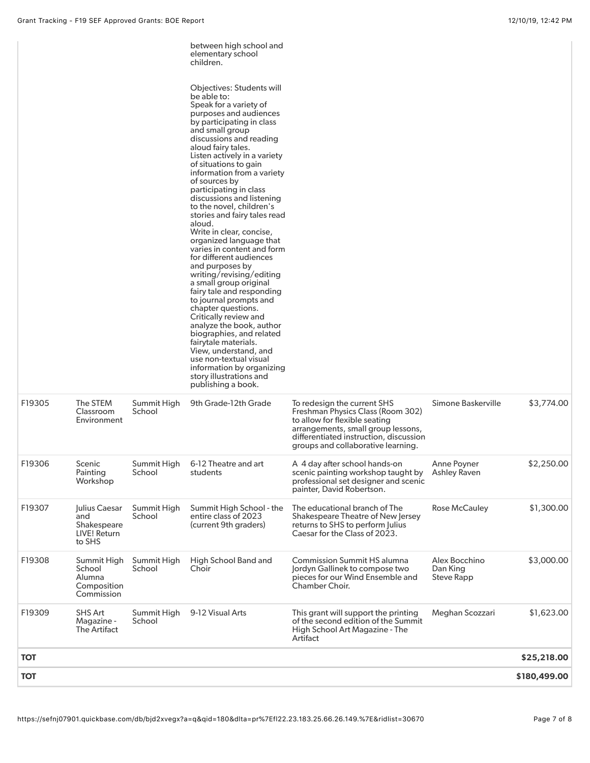| | | | | | | |
|---|---|---|---|---|---|---|
| | | | between high school and elementary school children.<br><br>Objectives: Students will be able to:<br>Speak for a variety of purposes and audiences by participating in class and small group discussions and reading aloud fairy tales.<br>Listen actively in a variety of situations to gain information from a variety of sources by participating in class discussions and listening to the novel, children's stories and fairy tales read aloud.<br>Write in clear, concise, organized language that varies in content and form for different audiences and purposes by writing/revising/editing a small group original fairy tale and responding to journal prompts and chapter questions.<br>Critically review and analyze the book, author biographies, and related fairytale materials.<br>View, understand, and use non-textual visual information by organizing story illustrations and publishing a book. | | | |
| F19305 | The STEM Classroom Environment | Summit High School | 9th Grade-12th Grade | To redesign the current SHS Freshman Physics Class (Room 302) to allow for flexible seating arrangements, small group lessons, differentiated instruction, discussion groups and collaborative learning. | Simone Baskerville | $3,774.00 |
| F19306 | Scenic Painting Workshop | Summit High School | 6-12 Theatre and art students | A 4 day after school hands-on scenic painting workshop taught by professional set designer and scenic painter, David Robertson. | Anne Poyner<br>Ashley Raven | $2,250.00 |
| F19307 | Julius Caesar and Shakespeare LIVE! Return to SHS | Summit High School | Summit High School - the entire class of 2023 (current 9th graders) | The educational branch of The Shakespeare Theatre of New Jersey returns to SHS to perform Julius Caesar for the Class of 2023. | Rose McCauley | $1,300.00 |
| F19308 | Summit High School Alumna Composition Commission | Summit High School | High School Band and Choir | Commission Summit HS alumna Jordyn Gallinek to compose two pieces for our Wind Ensemble and Chamber Choir. | Alex Bocchino<br>Dan King<br>Steve Rapp | $3,000.00 |
| F19309 | SHS Art Magazine - The Artifact | Summit High School | 9-12 Visual Arts | This grant will support the printing of the second edition of the Summit High School Art Magazine - The Artifact | Meghan Scozzari | $1,623.00 |
| **TOT** | | | | | | **$25,218.00** |
| **TOT** | | | | | | **$180,499.00** |